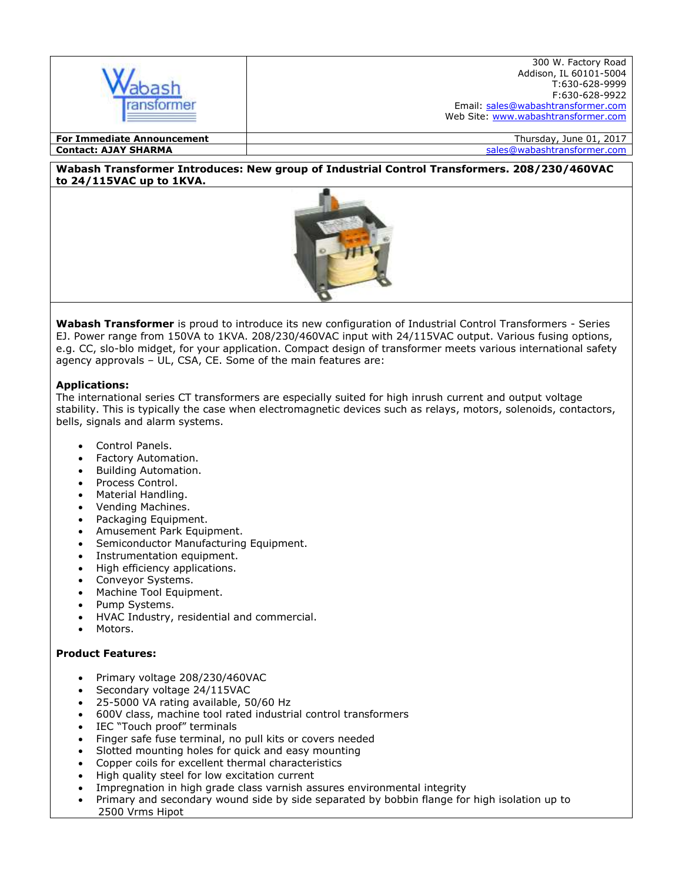Wabash Transformer

300 W. Factory Road
Addison, IL 60101-5004
T:630-628-9999
F:630-628-9922
Email: sales@wabashtransformer.com
Web Site: www.wabashtransformer.com

| | |
|---|---|
| **For Immediate Announcement** | Thursday, June 01, 2017 |
| **Contact: AJAY SHARMA** | sales@wabashtransformer.com |

**Wabash Transformer Introduces: New group of Industrial Control Transformers. 208/230/460VAC to 24/115VAC up to 1KVA.**

**Wabash Transformer** is proud to introduce its new configuration of Industrial Control Transformers - Series EJ. Power range from 150VA to 1KVA. 208/230/460VAC input with 24/115VAC output. Various fusing options, e.g. CC, slo-blo midget, for your application. Compact design of transformer meets various international safety agency approvals – UL, CSA, CE. Some of the main features are:

**Applications:**
The international series CT transformers are especially suited for high inrush current and output voltage stability. This is typically the case when electromagnetic devices such as relays, motors, solenoids, contactors, bells, signals and alarm systems.

- Control Panels.
- Factory Automation.
- Building Automation.
- Process Control.
- Material Handling.
- Vending Machines.
- Packaging Equipment.
- Amusement Park Equipment.
- Semiconductor Manufacturing Equipment.
- Instrumentation equipment.
- High efficiency applications.
- Conveyor Systems.
- Machine Tool Equipment.
- Pump Systems.
- HVAC Industry, residential and commercial.
- Motors.

**Product Features:**

- Primary voltage 208/230/460VAC
- Secondary voltage 24/115VAC
- 25-5000 VA rating available, 50/60 Hz
- 600V class, machine tool rated industrial control transformers
- IEC "Touch proof" terminals
- Finger safe fuse terminal, no pull kits or covers needed
- Slotted mounting holes for quick and easy mounting
- Copper coils for excellent thermal characteristics
- High quality steel for low excitation current
- Impregnation in high grade class varnish assures environmental integrity
- Primary and secondary wound side by side separated by bobbin flange for high isolation up to 2500 Vrms Hipot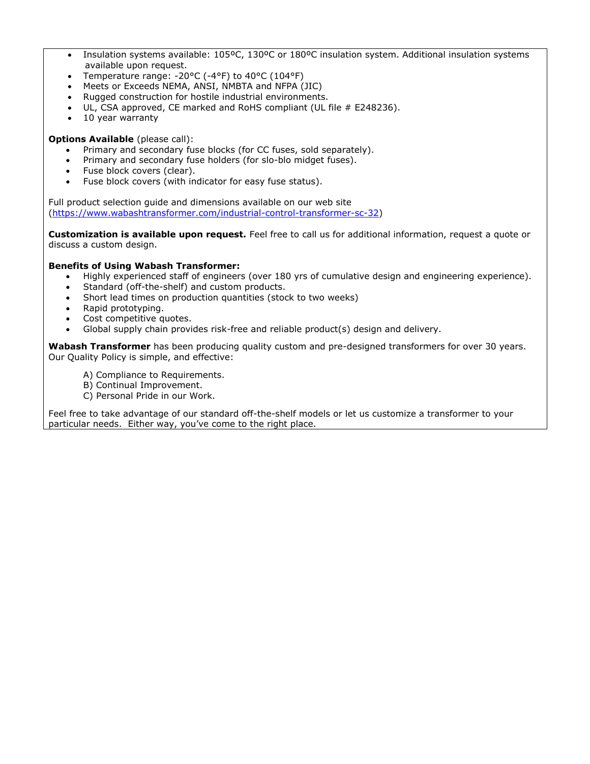- Insulation systems available: 105ºC, 130ºC or 180ºC insulation system. Additional insulation systems available upon request.
- Temperature range: -20°C (-4°F) to 40°C (104°F)
- Meets or Exceeds NEMA, ANSI, NMBTA and NFPA (JIC)
- Rugged construction for hostile industrial environments.
- UL, CSA approved, CE marked and RoHS compliant (UL file # E248236).
- 10 year warranty

**Options Available** (please call):

- Primary and secondary fuse blocks (for CC fuses, sold separately).
- Primary and secondary fuse holders (for slo-blo midget fuses).
- Fuse block covers (clear).
- Fuse block covers (with indicator for easy fuse status).

Full product selection guide and dimensions available on our web site (https://www.wabashtransformer.com/industrial-control-transformer-sc-32)

**Customization is available upon request.** Feel free to call us for additional information, request a quote or discuss a custom design.

**Benefits of Using Wabash Transformer:**

- Highly experienced staff of engineers (over 180 yrs of cumulative design and engineering experience).
- Standard (off-the-shelf) and custom products.
- Short lead times on production quantities (stock to two weeks)
- Rapid prototyping.
- Cost competitive quotes.
- Global supply chain provides risk-free and reliable product(s) design and delivery.

**Wabash Transformer** has been producing quality custom and pre-designed transformers for over 30 years. Our Quality Policy is simple, and effective:

A) Compliance to Requirements.
B) Continual Improvement.
C) Personal Pride in our Work.

Feel free to take advantage of our standard off-the-shelf models or let us customize a transformer to your particular needs. Either way, you've come to the right place.